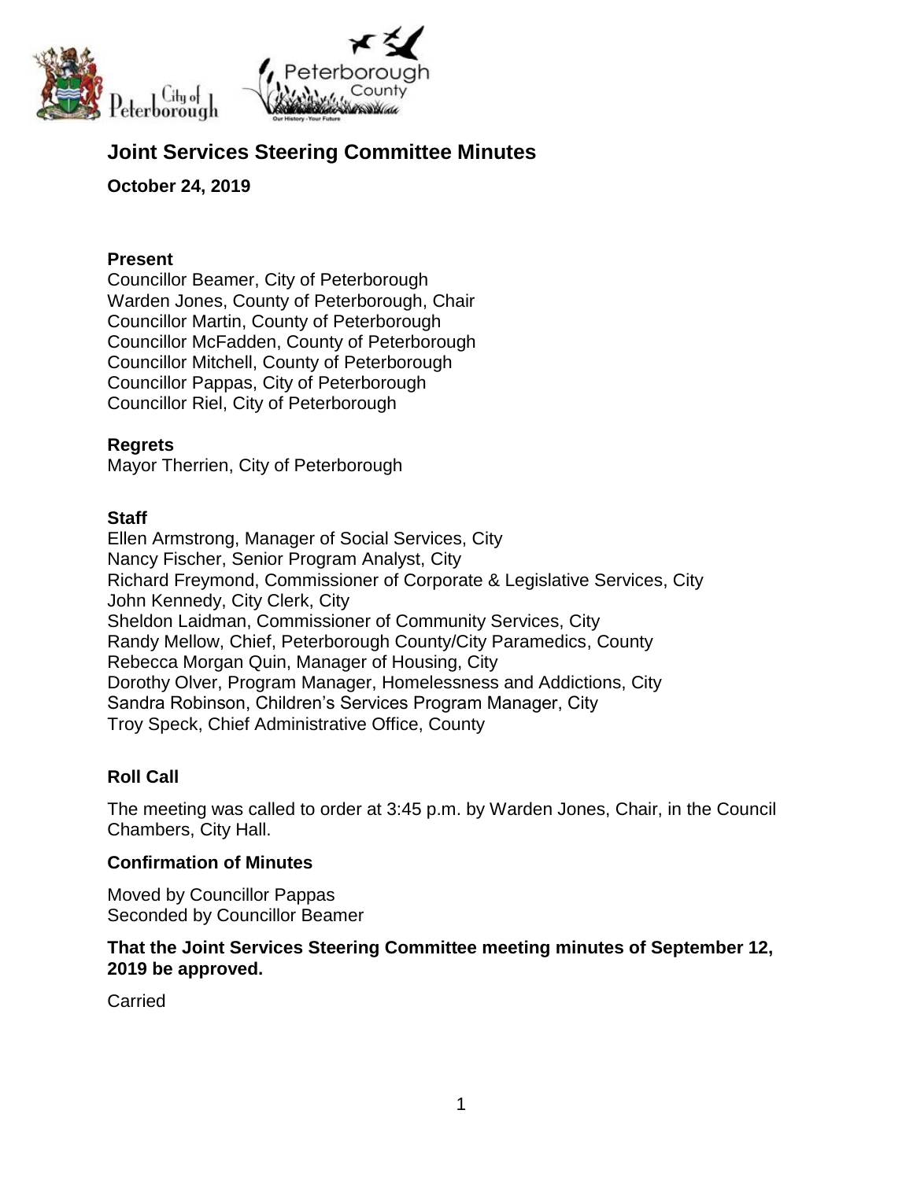# Joint Services Steering Committee Minutes

**October 24, 2019**

**Present**

Councillor Beamer, City of Peterborough
Warden Jones, County of Peterborough, Chair
Councillor Martin, County of Peterborough
Councillor McFadden, County of Peterborough
Councillor Mitchell, County of Peterborough
Councillor Pappas, City of Peterborough
Councillor Riel, City of Peterborough

**Regrets**

Mayor Therrien, City of Peterborough

**Staff**

Ellen Armstrong, Manager of Social Services, City
Nancy Fischer, Senior Program Analyst, City
Richard Freymond, Commissioner of Corporate & Legislative Services, City
John Kennedy, City Clerk, City
Sheldon Laidman, Commissioner of Community Services, City
Randy Mellow, Chief, Peterborough County/City Paramedics, County
Rebecca Morgan Quin, Manager of Housing, City
Dorothy Olver, Program Manager, Homelessness and Addictions, City
Sandra Robinson, Children's Services Program Manager, City
Troy Speck, Chief Administrative Office, County

## Roll Call

The meeting was called to order at 3:45 p.m. by Warden Jones, Chair, in the Council Chambers, City Hall.

## Confirmation of Minutes

Moved by Councillor Pappas
Seconded by Councillor Beamer

**That the Joint Services Steering Committee meeting minutes of September 12, 2019 be approved.**

Carried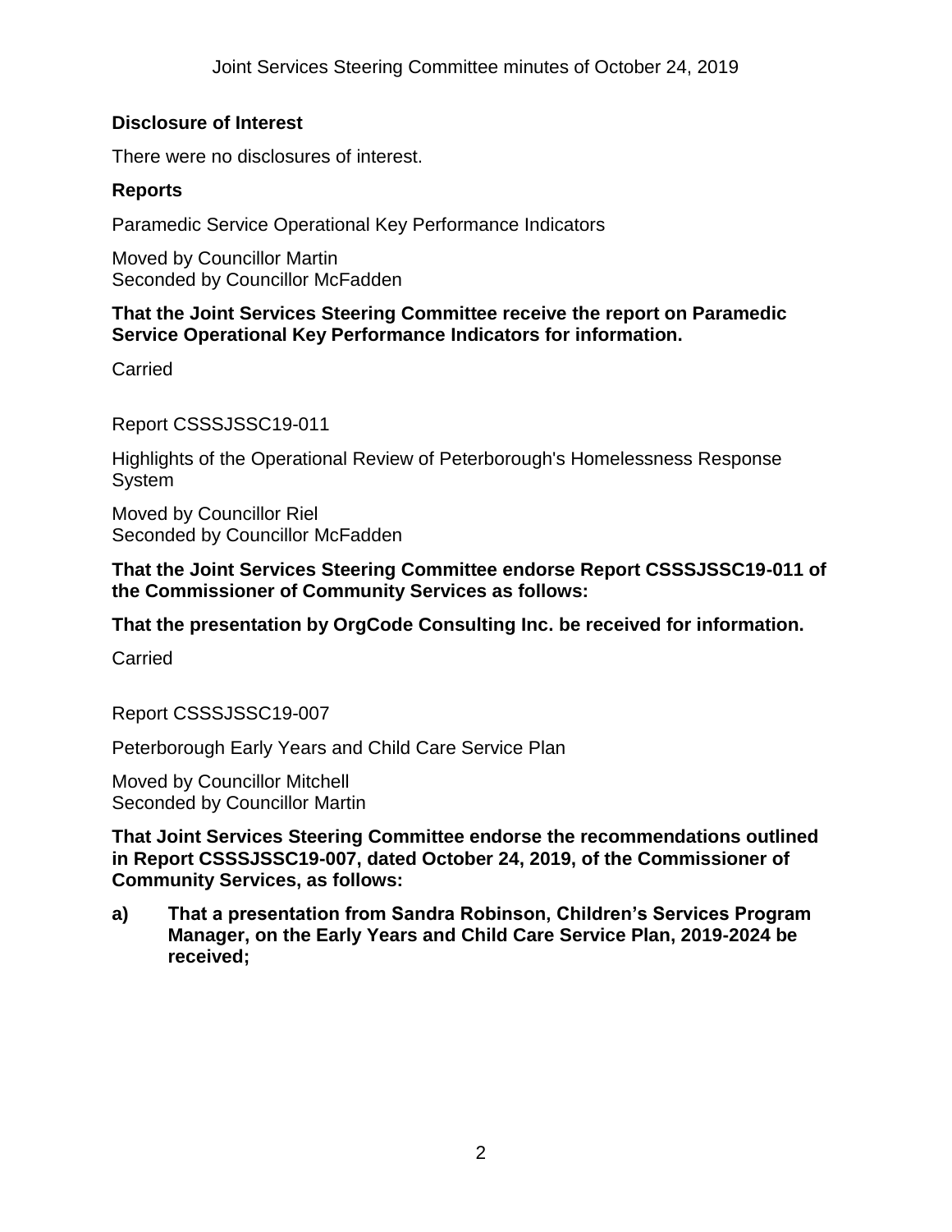## Disclosure of Interest

There were no disclosures of interest.

## Reports

Paramedic Service Operational Key Performance Indicators

Moved by Councillor Martin
Seconded by Councillor McFadden

**That the Joint Services Steering Committee receive the report on Paramedic Service Operational Key Performance Indicators for information.**

Carried

Report CSSSJSSC19-011

Highlights of the Operational Review of Peterborough's Homelessness Response System

Moved by Councillor Riel
Seconded by Councillor McFadden

**That the Joint Services Steering Committee endorse Report CSSSJSSC19-011 of the Commissioner of Community Services as follows:**

**That the presentation by OrgCode Consulting Inc. be received for information.**

Carried

Report CSSSJSSC19-007

Peterborough Early Years and Child Care Service Plan

Moved by Councillor Mitchell
Seconded by Councillor Martin

**That Joint Services Steering Committee endorse the recommendations outlined in Report CSSSJSSC19-007, dated October 24, 2019, of the Commissioner of Community Services, as follows:**

**a) That a presentation from Sandra Robinson, Children's Services Program Manager, on the Early Years and Child Care Service Plan, 2019-2024 be received;**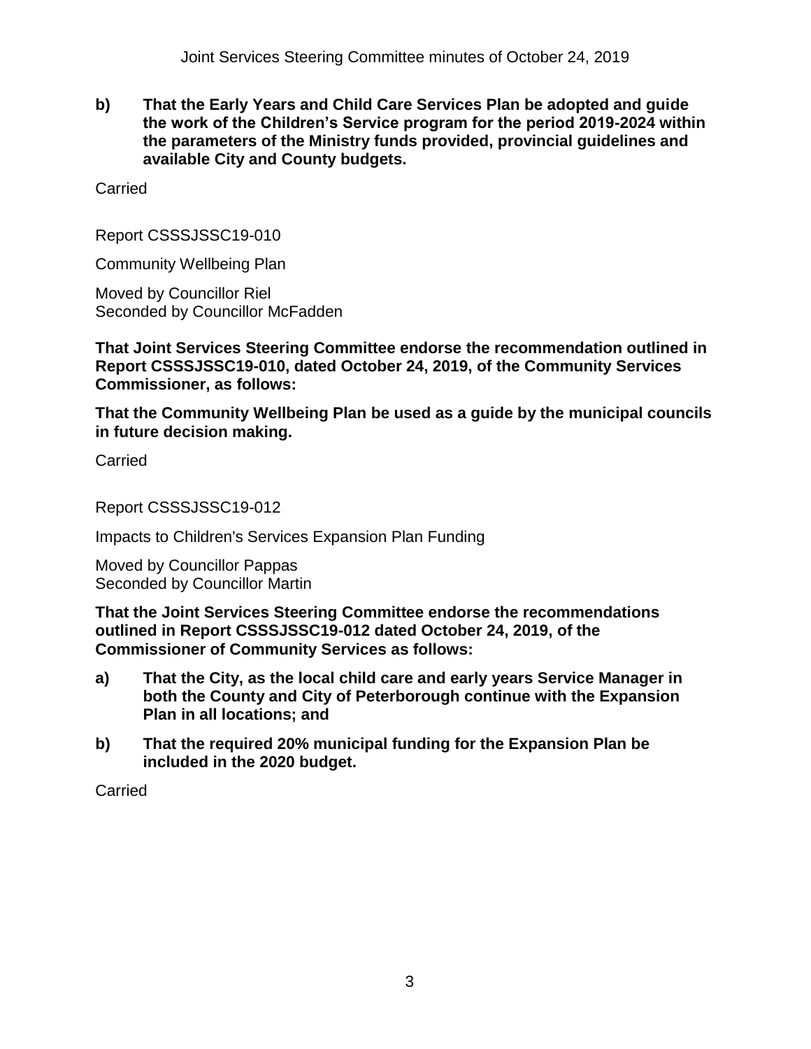**b) That the Early Years and Child Care Services Plan be adopted and guide the work of the Children's Service program for the period 2019-2024 within the parameters of the Ministry funds provided, provincial guidelines and available City and County budgets.**

Carried

Report CSSSJSSC19-010

Community Wellbeing Plan

Moved by Councillor Riel
Seconded by Councillor McFadden

**That Joint Services Steering Committee endorse the recommendation outlined in Report CSSSJSSC19-010, dated October 24, 2019, of the Community Services Commissioner, as follows:**

**That the Community Wellbeing Plan be used as a guide by the municipal councils in future decision making.**

Carried

Report CSSSJSSC19-012

Impacts to Children's Services Expansion Plan Funding

Moved by Councillor Pappas
Seconded by Councillor Martin

**That the Joint Services Steering Committee endorse the recommendations outlined in Report CSSSJSSC19-012 dated October 24, 2019, of the Commissioner of Community Services as follows:**

**a) That the City, as the local child care and early years Service Manager in both the County and City of Peterborough continue with the Expansion Plan in all locations; and**

**b) That the required 20% municipal funding for the Expansion Plan be included in the 2020 budget.**

Carried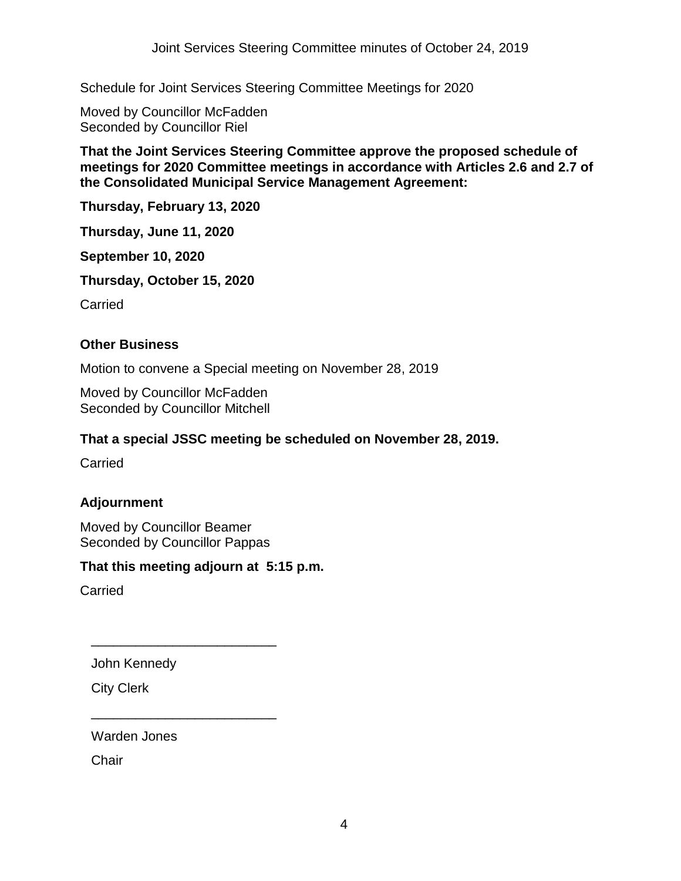Schedule for Joint Services Steering Committee Meetings for 2020

Moved by Councillor McFadden
Seconded by Councillor Riel

**That the Joint Services Steering Committee approve the proposed schedule of meetings for 2020 Committee meetings in accordance with Articles 2.6 and 2.7 of the Consolidated Municipal Service Management Agreement:**

**Thursday, February 13, 2020**

**Thursday, June 11, 2020**

**September 10, 2020**

**Thursday, October 15, 2020**

Carried

## Other Business

Motion to convene a Special meeting on November 28, 2019

Moved by Councillor McFadden
Seconded by Councillor Mitchell

**That a special JSSC meeting be scheduled on November 28, 2019.**

Carried

## Adjournment

Moved by Councillor Beamer
Seconded by Councillor Pappas

**That this meeting adjourn at 5:15 p.m.**

Carried

_________________________

John Kennedy

City Clerk

_________________________

Warden Jones

Chair